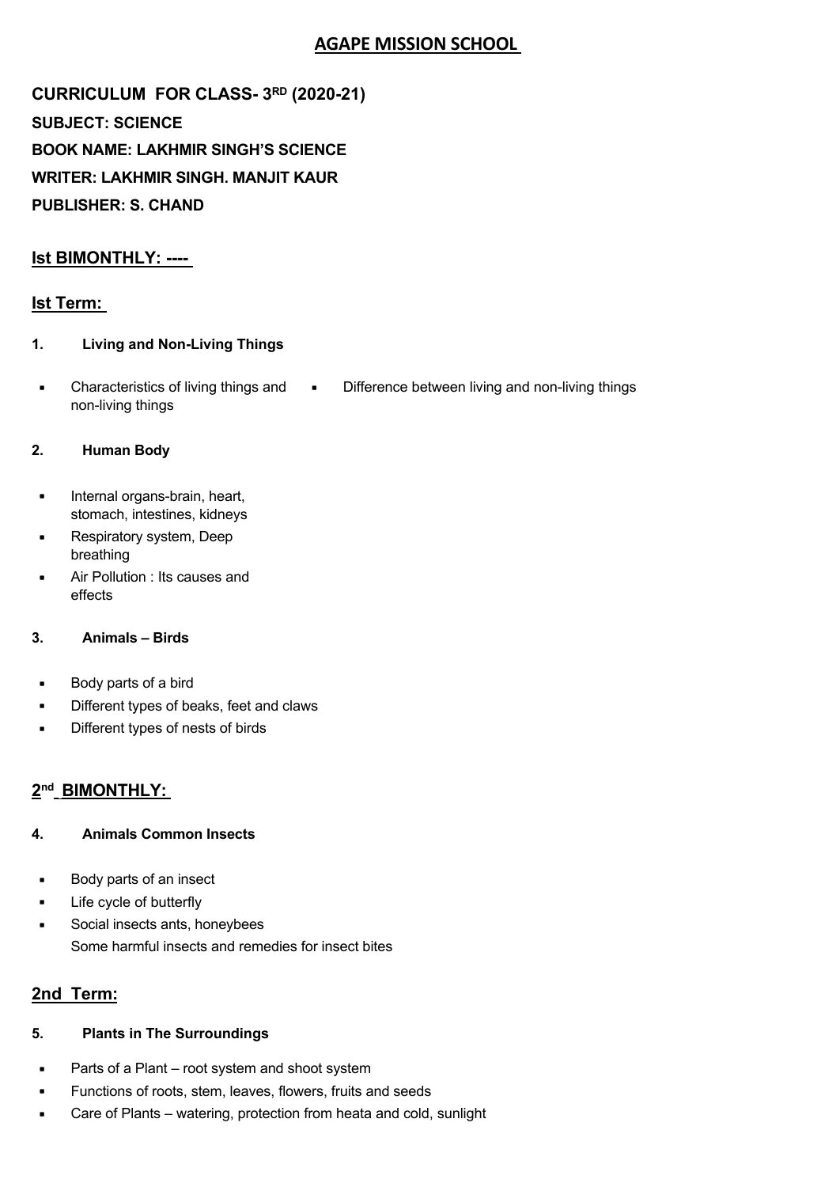# AGAPE MISSION SCHOOL

**CURRICULUM FOR CLASS- 3RD (2020-21)**

**SUBJECT: SCIENCE**

**BOOK NAME: LAKHMIR SINGH'S SCIENCE**

**WRITER: LAKHMIR SINGH. MANJIT KAUR**

**PUBLISHER: S. CHAND**

## Ist BIMONTHLY: ----

## Ist Term:

**1. Living and Non-Living Things**

- Characteristics of living things and non-living things
- Difference between living and non-living things

**2. Human Body**

- Internal organs-brain, heart, stomach, intestines, kidneys
- Respiratory system, Deep breathing
- Air Pollution : Its causes and effects

**3. Animals – Birds**

- Body parts of a bird
- Different types of beaks, feet and claws
- Different types of nests of birds

## 2nd BIMONTHLY:

**4. Animals Common Insects**

- Body parts of an insect
- Life cycle of butterfly
- Social insects ants, honeybees
  Some harmful insects and remedies for insect bites

## 2nd Term:

**5. Plants in The Surroundings**

- Parts of a Plant – root system and shoot system
- Functions of roots, stem, leaves, flowers, fruits and seeds
- Care of Plants – watering, protection from heata and cold, sunlight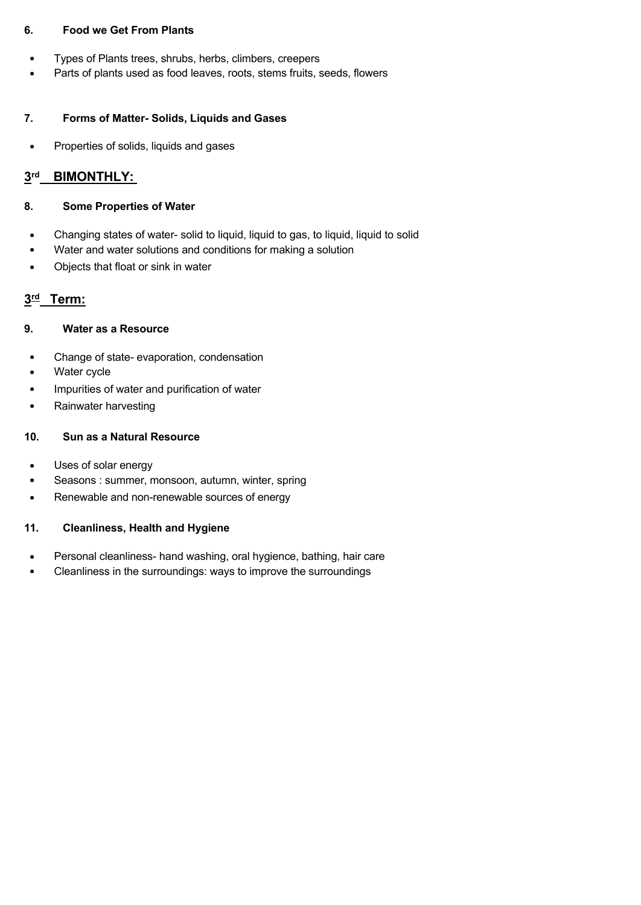**6. Food we Get From Plants**

- Types of Plants trees, shrubs, herbs, climbers, creepers
- Parts of plants used as food leaves, roots, stems fruits, seeds, flowers

**7. Forms of Matter- Solids, Liquids and Gases**

- Properties of solids, liquids and gases

## 3rd BIMONTHLY:

**8. Some Properties of Water**

- Changing states of water- solid to liquid, liquid to gas, to liquid, liquid to solid
- Water and water solutions and conditions for making a solution
- Objects that float or sink in water

## 3rd Term:

**9. Water as a Resource**

- Change of state- evaporation, condensation
- Water cycle
- Impurities of water and purification of water
- Rainwater harvesting

**10. Sun as a Natural Resource**

- Uses of solar energy
- Seasons : summer, monsoon, autumn, winter, spring
- Renewable and non-renewable sources of energy

**11. Cleanliness, Health and Hygiene**

- Personal cleanliness- hand washing, oral hygience, bathing, hair care
- Cleanliness in the surroundings: ways to improve the surroundings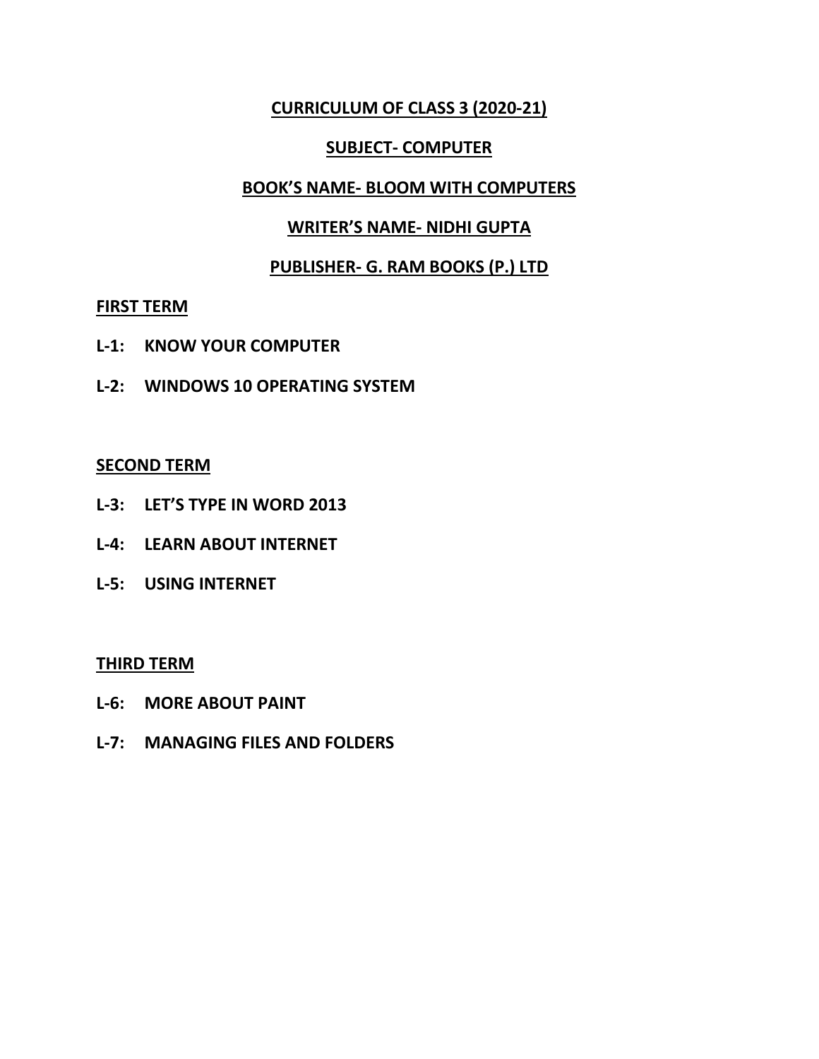# CURRICULUM OF CLASS 3 (2020-21)

## SUBJECT- COMPUTER

## BOOK'S NAME- BLOOM WITH COMPUTERS

## WRITER'S NAME- NIDHI GUPTA

## PUBLISHER- G. RAM BOOKS (P.) LTD

### FIRST TERM

**L-1: KNOW YOUR COMPUTER**

**L-2: WINDOWS 10 OPERATING SYSTEM**

### SECOND TERM

**L-3: LET'S TYPE IN WORD 2013**

**L-4: LEARN ABOUT INTERNET**

**L-5: USING INTERNET**

### THIRD TERM

**L-6: MORE ABOUT PAINT**

**L-7: MANAGING FILES AND FOLDERS**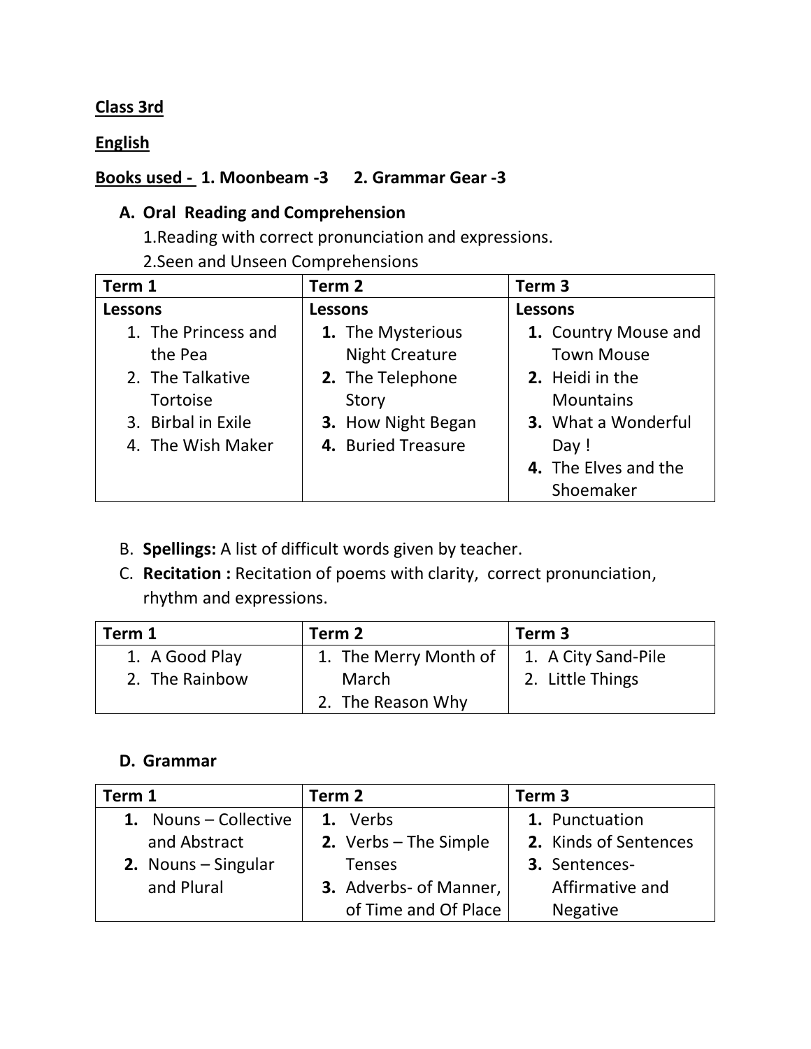**Class 3rd**

**English**

**Books used - 1. Moonbeam -3 2. Grammar Gear -3**

**A. Oral Reading and Comprehension**

1.Reading with correct pronunciation and expressions.

2.Seen and Unseen Comprehensions

| Term 1 | Term 2 | Term 3 |
|---|---|---|
| **Lessons**<br>1. The Princess and the Pea<br>2. The Talkative Tortoise<br>3. Birbal in Exile<br>4. The Wish Maker | **Lessons**<br>**1.** The Mysterious Night Creature<br>**2.** The Telephone Story<br>**3.** How Night Began<br>**4.** Buried Treasure | **Lessons**<br>**1.** Country Mouse and Town Mouse<br>**2.** Heidi in the Mountains<br>**3.** What a Wonderful Day !<br>**4.** The Elves and the Shoemaker |

B. **Spellings:** A list of difficult words given by teacher.

C. **Recitation :** Recitation of poems with clarity, correct pronunciation, rhythm and expressions.

| Term 1 | Term 2 | Term 3 |
|---|---|---|
| 1. A Good Play<br>2. The Rainbow | 1. The Merry Month of March<br>2. The Reason Why | 1. A City Sand-Pile<br>2. Little Things |

**D. Grammar**

| Term 1 | Term 2 | Term 3 |
|---|---|---|
| **1.** Nouns – Collective and Abstract<br>**2.** Nouns – Singular and Plural | **1.** Verbs<br>**2.** Verbs – The Simple Tenses<br>**3.** Adverbs- of Manner, of Time and Of Place | **1.** Punctuation<br>**2.** Kinds of Sentences<br>**3.** Sentences- Affirmative and Negative |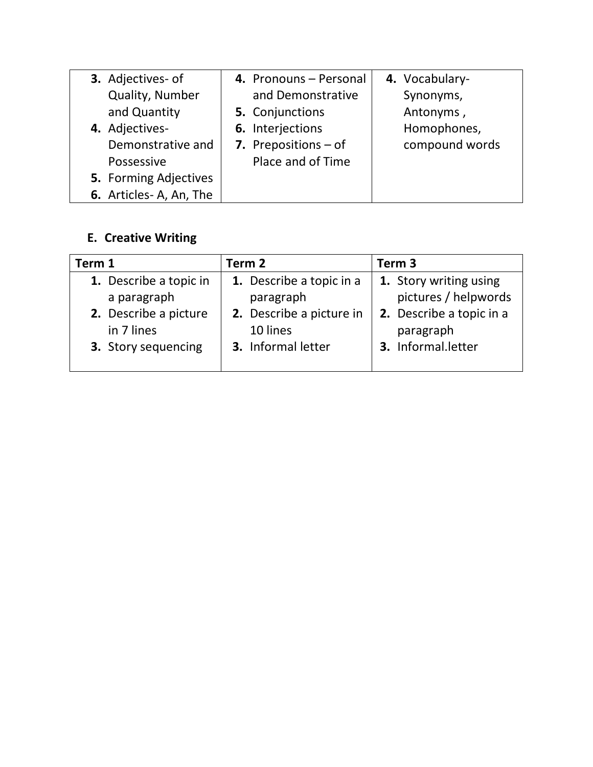| | | |
|---|---|---|
| **3.** Adjectives- of Quality, Number and Quantity<br>**4.** Adjectives- Demonstrative and Possessive<br>**5.** Forming Adjectives<br>**6.** Articles- A, An, The | **4.** Pronouns – Personal and Demonstrative<br>**5.** Conjunctions<br>**6.** Interjections<br>**7.** Prepositions – of Place and of Time | **4.** Vocabulary- Synonyms, Antonyms , Homophones, compound words |

## E. Creative Writing

| Term 1 | Term 2 | Term 3 |
|---|---|---|
| **1.** Describe a topic in a paragraph<br>**2.** Describe a picture in 7 lines<br>**3.** Story sequencing | **1.** Describe a topic in a paragraph<br>**2.** Describe a picture in 10 lines<br>**3.** Informal letter | **1.** Story writing using pictures / helpwords<br>**2.** Describe a topic in a paragraph<br>**3.** Informal.letter |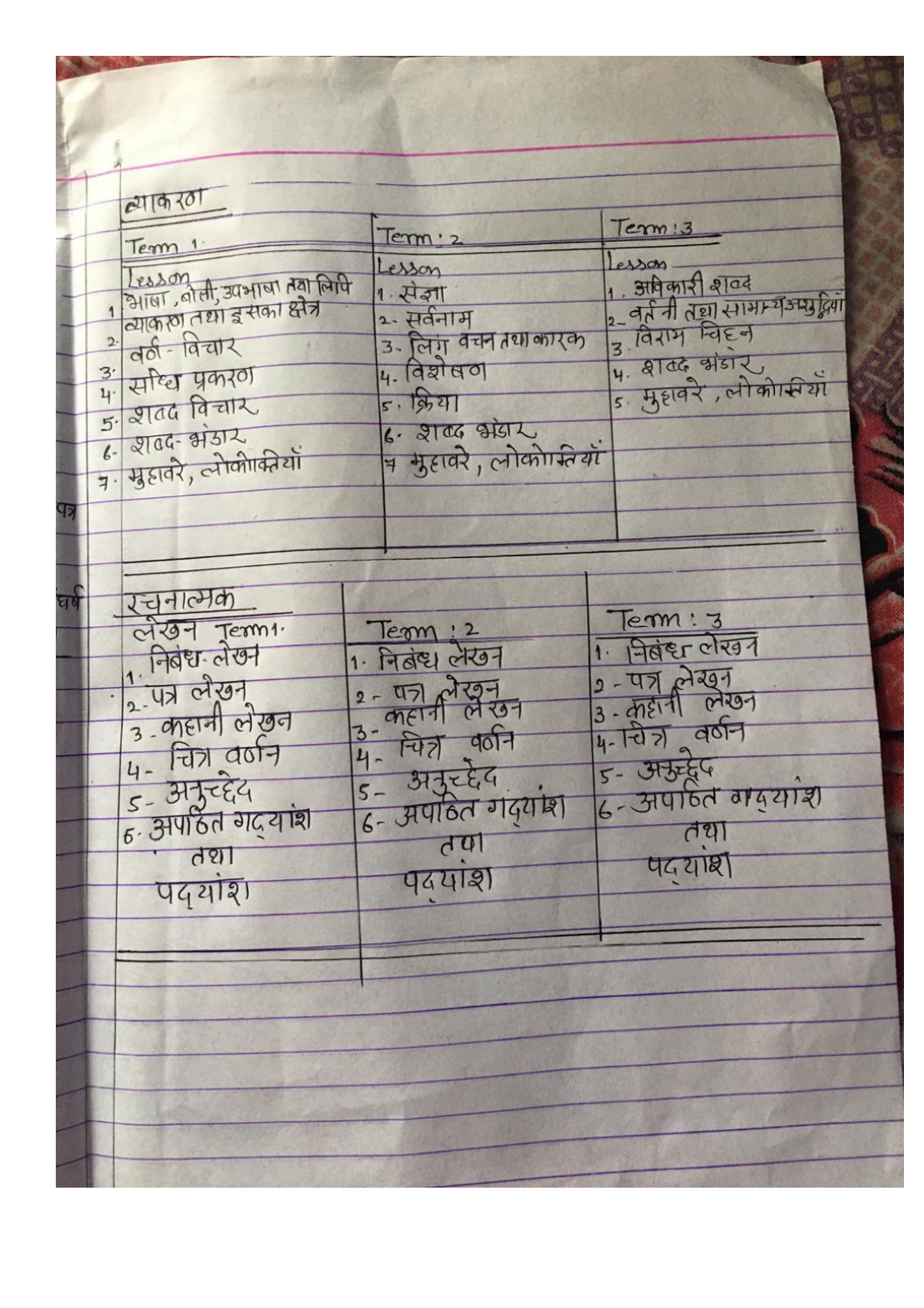## व्याकरण

| Term 1 | Term : 2 | Term : 3 |
|---|---|---|
| Lesson | Lesson | Lesson |
| 1. भाषा, बोली, उपभाषा तथा लिपि व्याकरण तथा इसका क्षेत्र | 1. संज्ञा | 1. अविकारी शब्द |
| 2. वर्ण - विचार | 2. सर्वनाम | 2. वर्तनी तथा सामान्य अशुद्धियाँ |
| 3. संधि प्रकरण | 3. लिंग वचन तथा कारक | 3. विराम चिह्न |
| 4. शब्द विचार | 4. विशेषण | 4. शब्द भंडार |
| 5. शब्द - भंडार | 5. क्रिया | 5. मुहावरे, लोकोक्तियाँ |
| 6. मुहावरे, लोकोक्तियाँ | 6. शब्द भंडार | |
| | 7. मुहावरे, लोकोक्तियाँ | |

## रचनात्मक

| लेखन Term 1. | Term : 2 | Term : 3 |
|---|---|---|
| 1. निबंध लेखन | 1. निबंध लेखन | 1. निबंध लेखन |
| 2. पत्र लेखन | 2. पत्र लेखन | 2. पत्र लेखन |
| 3. कहानी लेखन | 3. कहानी लेखन | 3. कहानी लेखन |
| 4. चित्र वर्णन | 4. चित्र वर्णन | 4. चित्र वर्णन |
| 5. अनुच्छेद | 5. अनुच्छेद | 5. अनुच्छेद |
| 6. अपठित गद्यांश तथा पद्यांश | 6. अपठित गद्यांश तथा पद्यांश | 6. अपठित गद्यांश तथा पद्यांश |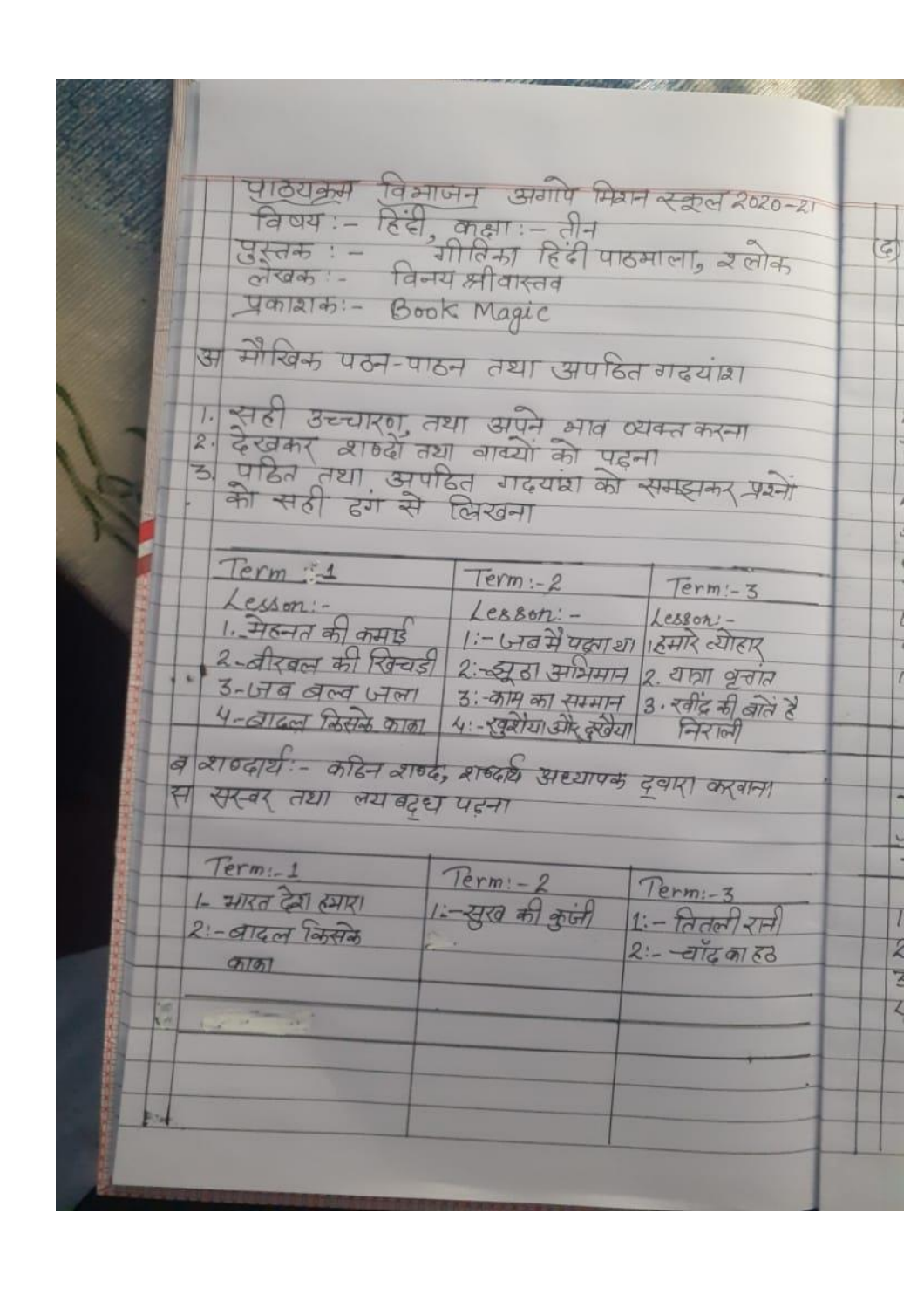पाठ्यक्रम विभाजन अगापे मिशन स्कूल 2020-21

विषय :- हिंदी, कक्षा :- तीन

पुस्तक :- गीतिका हिंदी पाठमाला, श्लोक

लेखक :- विनय श्रीवास्तव

प्रकाशक :- Book Magic

अ मौखिक पठन-पाठन तथा अपठित गद्यांश

1. सही उच्चारण, तथा अपने भाव व्यक्त करना
2. देखकर शब्दों तथा वाक्यों को पढ़ना
3. पठित तथा अपठित गद्यांश को समझकर प्रश्नों को सही ढंग से लिखना

| Term :-1 | Term :-2 | Term :-3 |
|---|---|---|
| Lesson :- | Lesson :- | Lesson :- |
| 1. मेहनत की कमाई | 1:- जब मैं पढ़ता था | 1. हमारे त्योहार |
| 2. बीरबल की खिचड़ी | 2:- झूठा अभिमान | 2. यात्रा वृत्तांत |
| 3. जब बल्ब जला | 3:- काम का सम्मान | 3. रवींद्र की बातें है निराली |
| 4. बादल किसके काका | 4:- खुरैया और दुखैया | |

ब शब्दार्थ :- कठिन शब्द, शब्दार्थ अध्यापक द्वारा करवाना

स सस्वर तथा लयबद्ध पढ़ना

| Term :-1 | Term :-2 | Term :-3 |
|---|---|---|
| 1- भारत देश हमारा | 1:- सुख की कुंजी | 1:- तितली रानी |
| 2:- बादल किसके काका | | 2:- चाँद का हठ |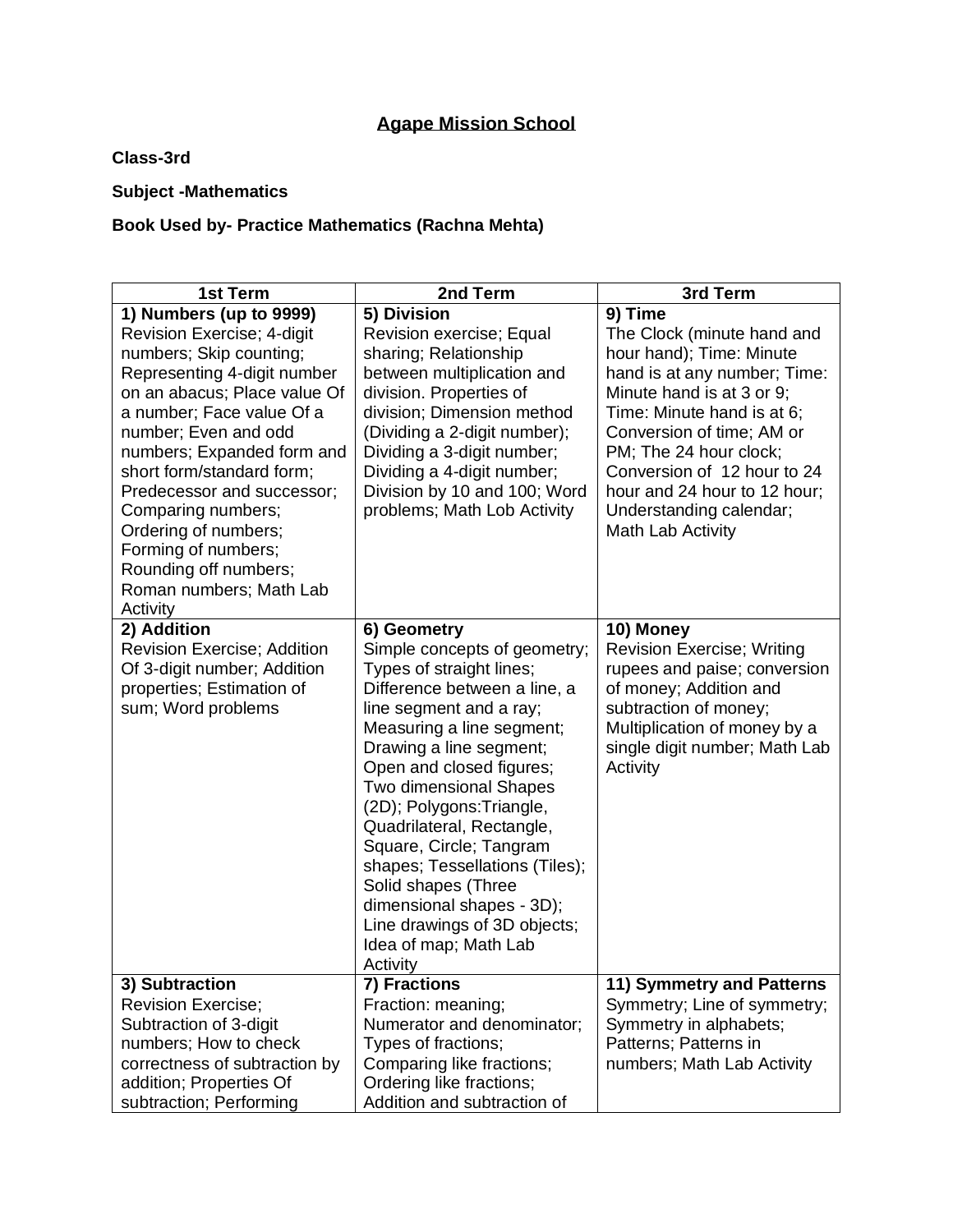## Agape Mission School

**Class-3rd**

**Subject -Mathematics**

**Book Used by- Practice Mathematics (Rachna Mehta)**

| 1st Term | 2nd Term | 3rd Term |
|---|---|---|
| **1) Numbers (up to 9999)** Revision Exercise; 4-digit numbers; Skip counting; Representing 4-digit number on an abacus; Place value Of a number; Face value Of a number; Even and odd numbers; Expanded form and short form/standard form; Predecessor and successor; Comparing numbers; Ordering of numbers; Forming of numbers; Rounding off numbers; Roman numbers; Math Lab Activity | **5) Division** Revision exercise; Equal sharing; Relationship between multiplication and division. Properties of division; Dimension method (Dividing a 2-digit number); Dividing a 3-digit number; Dividing a 4-digit number; Division by 10 and 100; Word problems; Math Lob Activity | **9) Time** The Clock (minute hand and hour hand); Time: Minute hand is at any number; Time: Minute hand is at 3 or 9; Time: Minute hand is at 6; Conversion of time; AM or PM; The 24 hour clock; Conversion of 12 hour to 24 hour and 24 hour to 12 hour; Understanding calendar; Math Lab Activity |
| **2) Addition** Revision Exercise; Addition Of 3-digit number; Addition properties; Estimation of sum; Word problems | **6) Geometry** Simple concepts of geometry; Types of straight lines; Difference between a line, a line segment and a ray; Measuring a line segment; Drawing a line segment; Open and closed figures; Two dimensional Shapes (2D); Polygons:Triangle, Quadrilateral, Rectangle, Square, Circle; Tangram shapes; Tessellations (Tiles); Solid shapes (Three dimensional shapes - 3D); Line drawings of 3D objects; Idea of map; Math Lab Activity | **10) Money** Revision Exercise; Writing rupees and paise; conversion of money; Addition and subtraction of money; Multiplication of money by a single digit number; Math Lab Activity |
| **3) Subtraction** Revision Exercise; Subtraction of 3-digit numbers; How to check correctness of subtraction by addition; Properties Of subtraction; Performing | **7) Fractions** Fraction: meaning; Numerator and denominator; Types of fractions; Comparing like fractions; Ordering like fractions; Addition and subtraction of | **11) Symmetry and Patterns** Symmetry; Line of symmetry; Symmetry in alphabets; Patterns; Patterns in numbers; Math Lab Activity |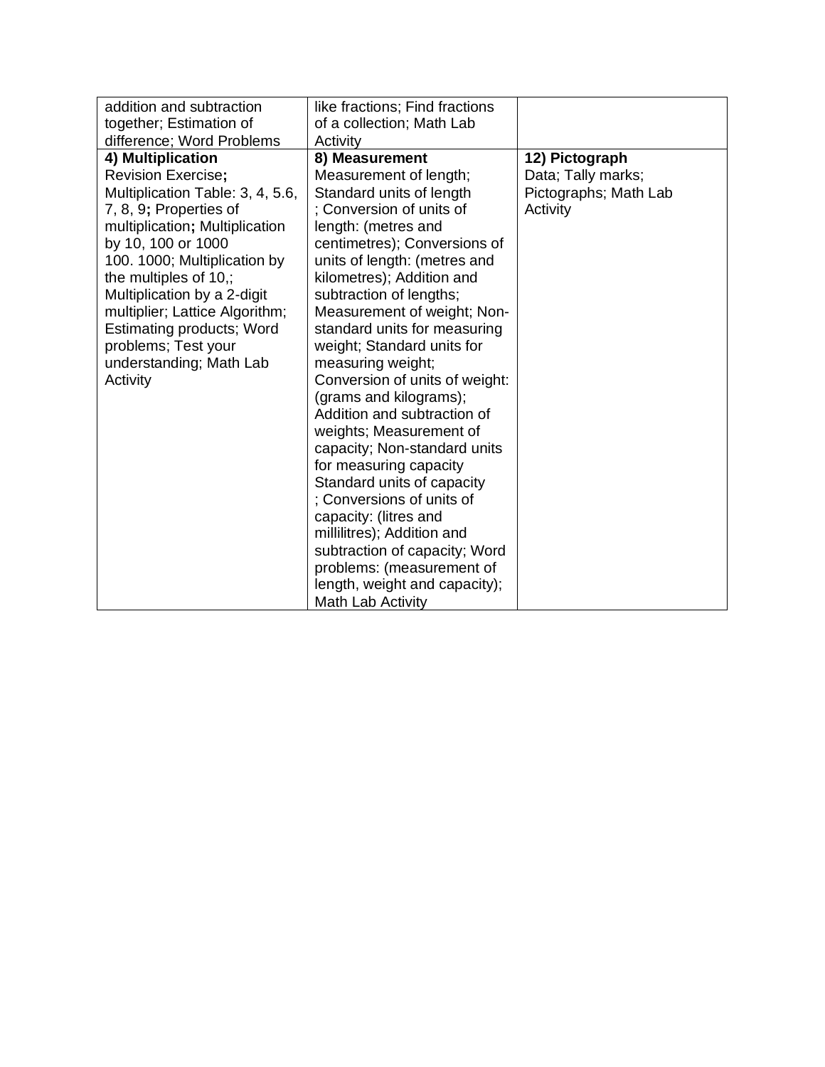| | | |
|---|---|---|
| addition and subtraction together; Estimation of difference; Word Problems | like fractions; Find fractions of a collection; Math Lab Activity | |
| **4) Multiplication** Revision Exercise**;** Multiplication Table: 3, 4, 5.6, 7, 8, 9**;** Properties of multiplication**;** Multiplication by 10, 100 or 1000 100. 1000; Multiplication by the multiples of 10,; Multiplication by a 2-digit multiplier; Lattice Algorithm; Estimating products; Word problems; Test your understanding; Math Lab Activity | **8) Measurement** Measurement of length; Standard units of length ; Conversion of units of length: (metres and centimetres); Conversions of units of length: (metres and kilometres); Addition and subtraction of lengths; Measurement of weight; Non-standard units for measuring weight; Standard units for measuring weight; Conversion of units of weight: (grams and kilograms); Addition and subtraction of weights; Measurement of capacity; Non-standard units for measuring capacity Standard units of capacity ; Conversions of units of capacity: (litres and millilitres); Addition and subtraction of capacity; Word problems: (measurement of length, weight and capacity); Math Lab Activity | **12) Pictograph** Data; Tally marks; Pictographs; Math Lab Activity |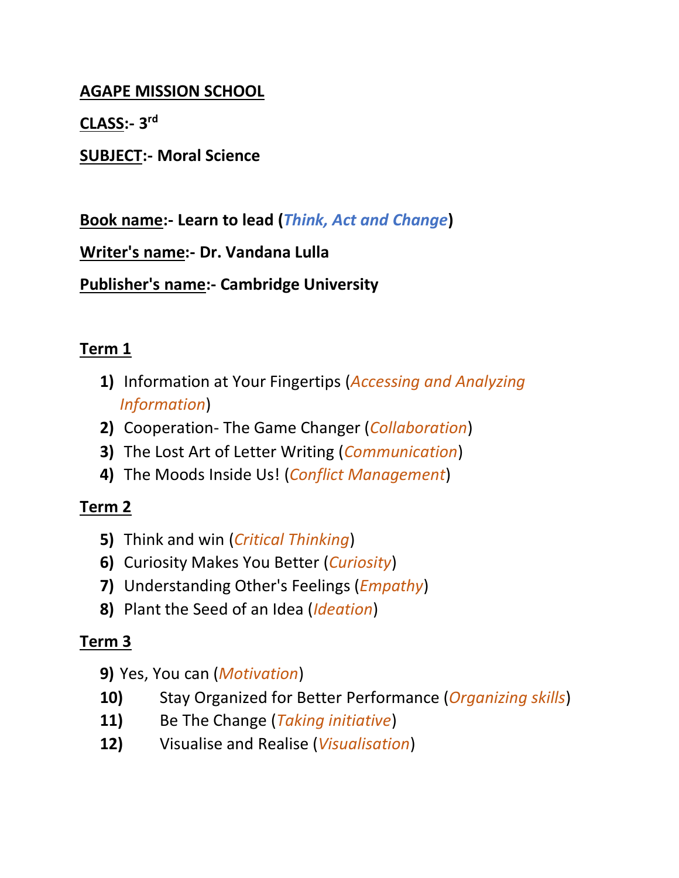**AGAPE MISSION SCHOOL**

**CLASS:- 3rd**

**SUBJECT:- Moral Science**

**Book name:- Learn to lead (*Think, Act and Change*)**

**Writer's name:- Dr. Vandana Lulla**

**Publisher's name:- Cambridge University**

**Term 1**

1) Information at Your Fingertips (*Accessing and Analyzing Information*)
2) Cooperation- The Game Changer (*Collaboration*)
3) The Lost Art of Letter Writing (*Communication*)
4) The Moods Inside Us! (*Conflict Management*)

**Term 2**

5) Think and win (*Critical Thinking*)
6) Curiosity Makes You Better (*Curiosity*)
7) Understanding Other's Feelings (*Empathy*)
8) Plant the Seed of an Idea (*Ideation*)

**Term 3**

9) Yes, You can (*Motivation*)
10) Stay Organized for Better Performance (*Organizing skills*)
11) Be The Change (*Taking initiative*)
12) Visualise and Realise (*Visualisation*)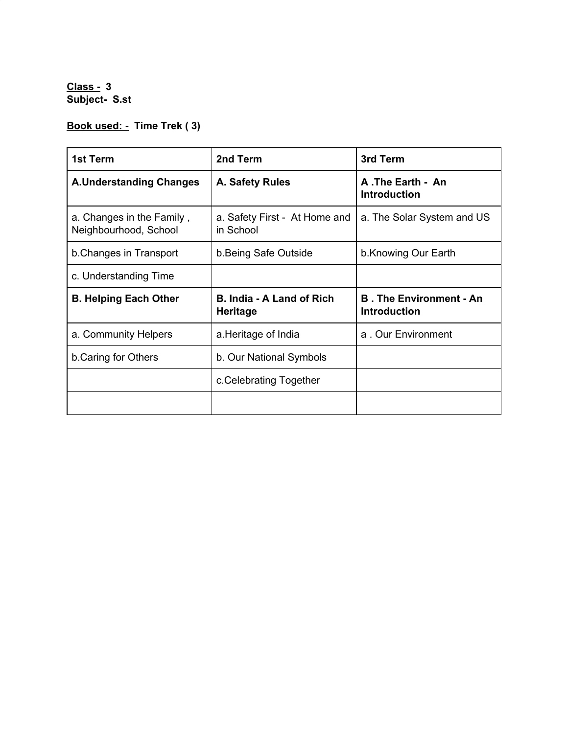**Class -** 3
**Subject-** S.st

**Book used: -** Time Trek ( 3)

| 1st Term | 2nd Term | 3rd Term |
|---|---|---|
| **A.Understanding Changes** | **A. Safety Rules** | **A .The Earth - An Introduction** |
| a. Changes in the Family , Neighbourhood, School | a. Safety First - At Home and in School | a. The Solar System and US |
| b.Changes in Transport | b.Being Safe Outside | b.Knowing Our Earth |
| c. Understanding Time | | |
| **B. Helping Each Other** | **B. India - A Land of Rich Heritage** | **B . The Environment - An Introduction** |
| a. Community Helpers | a.Heritage of India | a . Our Environment |
| b.Caring for Others | b. Our National Symbols | |
| | c.Celebrating Together | |
| | | |